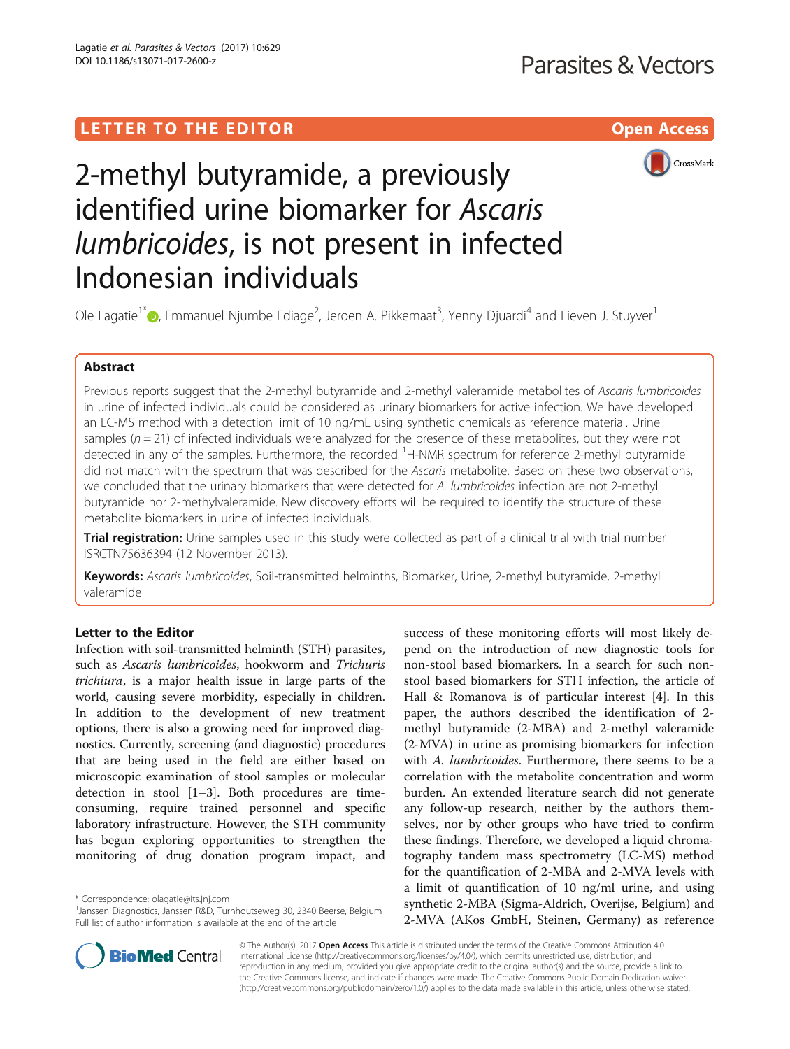LETTER TO THE EDITOR

Open Access

# 2-methyl butyramide, a previously identified urine biomarker for *Ascaris lumbricoides*, is not present in infected Indonesian individuals

Ole Lagatie[1*], Emmanuel Njumbe Ediage[2], Jeroen A. Pikkemaat[3], Yenny Djuardi[4] and Lieven J. Stuyver[1]

## Abstract

Previous reports suggest that the 2-methyl butyramide and 2-methyl valeramide metabolites of *Ascaris lumbricoides* in urine of infected individuals could be considered as urinary biomarkers for active infection. We have developed an LC-MS method with a detection limit of 10 ng/mL using synthetic chemicals as reference material. Urine samples ($n = 21$) of infected individuals were analyzed for the presence of these metabolites, but they were not detected in any of the samples. Furthermore, the recorded $^{1}$H-NMR spectrum for reference 2-methyl butyramide did not match with the spectrum that was described for the *Ascaris* metabolite. Based on these two observations, we concluded that the urinary biomarkers that were detected for *A. lumbricoides* infection are not 2-methyl butyramide nor 2-methylvaleramide. New discovery efforts will be required to identify the structure of these metabolite biomarkers in urine of infected individuals.

**Trial registration:** Urine samples used in this study were collected as part of a clinical trial with trial number ISRCTN75636394 (12 November 2013).

**Keywords:** *Ascaris lumbricoides*, Soil-transmitted helminths, Biomarker, Urine, 2-methyl butyramide, 2-methyl valeramide

## Letter to the Editor

Infection with soil-transmitted helminth (STH) parasites, such as *Ascaris lumbricoides*, hookworm and *Trichuris trichiura*, is a major health issue in large parts of the world, causing severe morbidity, especially in children. In addition to the development of new treatment options, there is also a growing need for improved diagnostics. Currently, screening (and diagnostic) procedures that are being used in the field are either based on microscopic examination of stool samples or molecular detection in stool [1–3]. Both procedures are time-consuming, require trained personnel and specific laboratory infrastructure. However, the STH community has begun exploring opportunities to strengthen the monitoring of drug donation program impact, and success of these monitoring efforts will most likely depend on the introduction of new diagnostic tools for non-stool based biomarkers. In a search for such non-stool based biomarkers for STH infection, the article of Hall & Romanova is of particular interest [4]. In this paper, the authors described the identification of 2-methyl butyramide (2-MBA) and 2-methyl valeramide (2-MVA) in urine as promising biomarkers for infection with *A. lumbricoides*. Furthermore, there seems to be a correlation with the metabolite concentration and worm burden. An extended literature search did not generate any follow-up research, neither by the authors themselves, nor by other groups who have tried to confirm these findings. Therefore, we developed a liquid chromatography tandem mass spectrometry (LC-MS) method for the quantification of 2-MBA and 2-MVA levels with a limit of quantification of 10 ng/ml urine, and using synthetic 2-MBA (Sigma-Aldrich, Overijse, Belgium) and 2-MVA (AKos GmbH, Steinen, Germany) as reference

\* Correspondence: olagatie@its.jnj.com

[1]Janssen Diagnostics, Janssen R&D, Turnhoutseweg 30, 2340 Beerse, Belgium

Full list of author information is available at the end of the article

© The Author(s). 2017 **Open Access** This article is distributed under the terms of the Creative Commons Attribution 4.0 International License (http://creativecommons.org/licenses/by/4.0/), which permits unrestricted use, distribution, and reproduction in any medium, provided you give appropriate credit to the original author(s) and the source, provide a link to the Creative Commons license, and indicate if changes were made. The Creative Commons Public Domain Dedication waiver (http://creativecommons.org/publicdomain/zero/1.0/) applies to the data made available in this article, unless otherwise stated.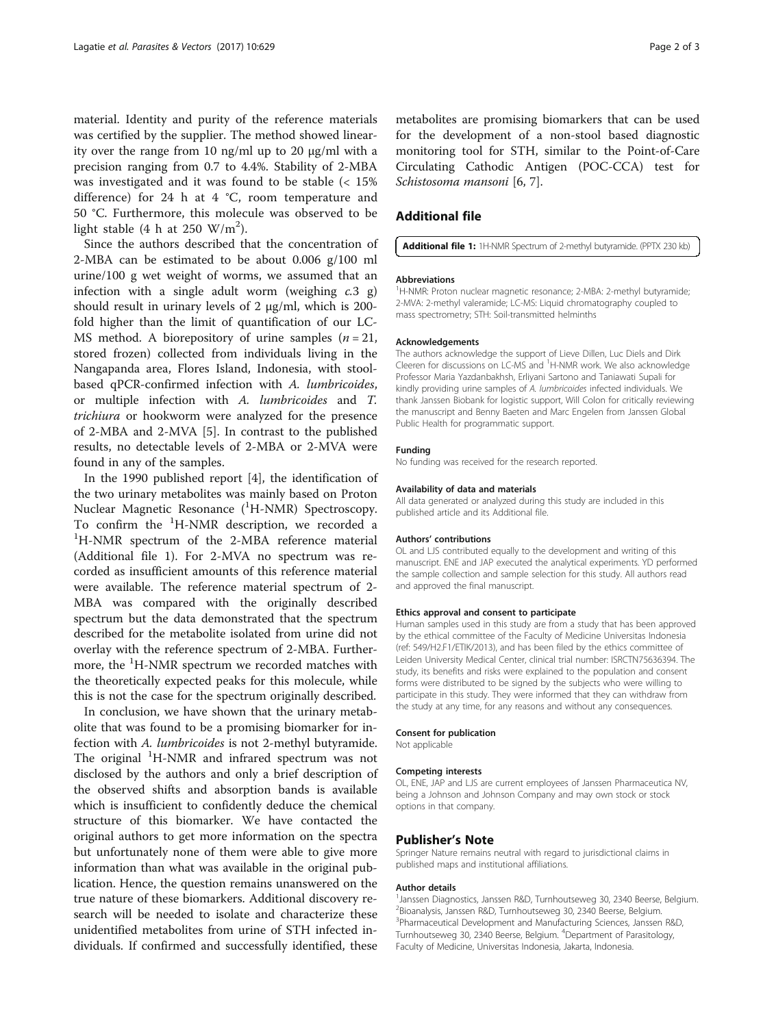material. Identity and purity of the reference materials was certified by the supplier. The method showed linearity over the range from 10 ng/ml up to 20 μg/ml with a precision ranging from 0.7 to 4.4%. Stability of 2-MBA was investigated and it was found to be stable (< 15% difference) for 24 h at 4 °C, room temperature and 50 °C. Furthermore, this molecule was observed to be light stable (4 h at 250 $W/m^2$).

Since the authors described that the concentration of 2-MBA can be estimated to be about 0.006 g/100 ml urine/100 g wet weight of worms, we assumed that an infection with a single adult worm (weighing *c.*3 g) should result in urinary levels of 2 μg/ml, which is 200-fold higher than the limit of quantification of our LC-MS method. A biorepository of urine samples ($n = 21$, stored frozen) collected from individuals living in the Nangapanda area, Flores Island, Indonesia, with stool-based qPCR-confirmed infection with *A. lumbricoides*, or multiple infection with *A. lumbricoides* and *T. trichiura* or hookworm were analyzed for the presence of 2-MBA and 2-MVA [5]. In contrast to the published results, no detectable levels of 2-MBA or 2-MVA were found in any of the samples.

In the 1990 published report [4], the identification of the two urinary metabolites was mainly based on Proton Nuclear Magnetic Resonance ($^1$H-NMR) Spectroscopy. To confirm the $^1$H-NMR description, we recorded a $^1$H-NMR spectrum of the 2-MBA reference material (Additional file 1). For 2-MVA no spectrum was recorded as insufficient amounts of this reference material were available. The reference material spectrum of 2-MBA was compared with the originally described spectrum but the data demonstrated that the spectrum described for the metabolite isolated from urine did not overlay with the reference spectrum of 2-MBA. Furthermore, the $^1$H-NMR spectrum we recorded matches with the theoretically expected peaks for this molecule, while this is not the case for the spectrum originally described.

In conclusion, we have shown that the urinary metabolite that was found to be a promising biomarker for infection with *A. lumbricoides* is not 2-methyl butyramide. The original $^1$H-NMR and infrared spectrum was not disclosed by the authors and only a brief description of the observed shifts and absorption bands is available which is insufficient to confidently deduce the chemical structure of this biomarker. We have contacted the original authors to get more information on the spectra but unfortunately none of them were able to give more information than what was available in the original publication. Hence, the question remains unanswered on the true nature of these biomarkers. Additional discovery research will be needed to isolate and characterize these unidentified metabolites from urine of STH infected individuals. If confirmed and successfully identified, these metabolites are promising biomarkers that can be used for the development of a non-stool based diagnostic monitoring tool for STH, similar to the Point-of-Care Circulating Cathodic Antigen (POC-CCA) test for *Schistosoma mansoni* [6, 7].

## Additional file

**Additional file 1:** 1H-NMR Spectrum of 2-methyl butyramide. (PPTX 230 kb)

#### Abbreviations

$^1$H-NMR: Proton nuclear magnetic resonance; 2-MBA: 2-methyl butyramide; 2-MVA: 2-methyl valeramide; LC-MS: Liquid chromatography coupled to mass spectrometry; STH: Soil-transmitted helminths

#### Acknowledgements

The authors acknowledge the support of Lieve Dillen, Luc Diels and Dirk Cleeren for discussions on LC-MS and $^1$H-NMR work. We also acknowledge Professor Maria Yazdanbakhsh, Erliyani Sartono and Taniawati Supali for kindly providing urine samples of *A. lumbricoides* infected individuals. We thank Janssen Biobank for logistic support, Will Colon for critically reviewing the manuscript and Benny Baeten and Marc Engelen from Janssen Global Public Health for programmatic support.

#### Funding

No funding was received for the research reported.

#### Availability of data and materials

All data generated or analyzed during this study are included in this published article and its Additional file.

#### Authors' contributions

OL and LJS contributed equally to the development and writing of this manuscript. ENE and JAP executed the analytical experiments. YD performed the sample collection and sample selection for this study. All authors read and approved the final manuscript.

#### Ethics approval and consent to participate

Human samples used in this study are from a study that has been approved by the ethical committee of the Faculty of Medicine Universitas Indonesia (ref: 549/H2.F1/ETIK/2013), and has been filed by the ethics committee of Leiden University Medical Center, clinical trial number: ISRCTN75636394. The study, its benefits and risks were explained to the population and consent forms were distributed to be signed by the subjects who were willing to participate in this study. They were informed that they can withdraw from the study at any time, for any reasons and without any consequences.

#### Consent for publication

Not applicable

#### Competing interests

OL, ENE, JAP and LJS are current employees of Janssen Pharmaceutica NV, being a Johnson and Johnson Company and may own stock or stock options in that company.

## Publisher's Note

Springer Nature remains neutral with regard to jurisdictional claims in published maps and institutional affiliations.

#### Author details

[1]Janssen Diagnostics, Janssen R&D, Turnhoutseweg 30, 2340 Beerse, Belgium. [2]Bioanalysis, Janssen R&D, Turnhoutseweg 30, 2340 Beerse, Belgium. [3]Pharmaceutical Development and Manufacturing Sciences, Janssen R&D, Turnhoutseweg 30, 2340 Beerse, Belgium. [4]Department of Parasitology, Faculty of Medicine, Universitas Indonesia, Jakarta, Indonesia.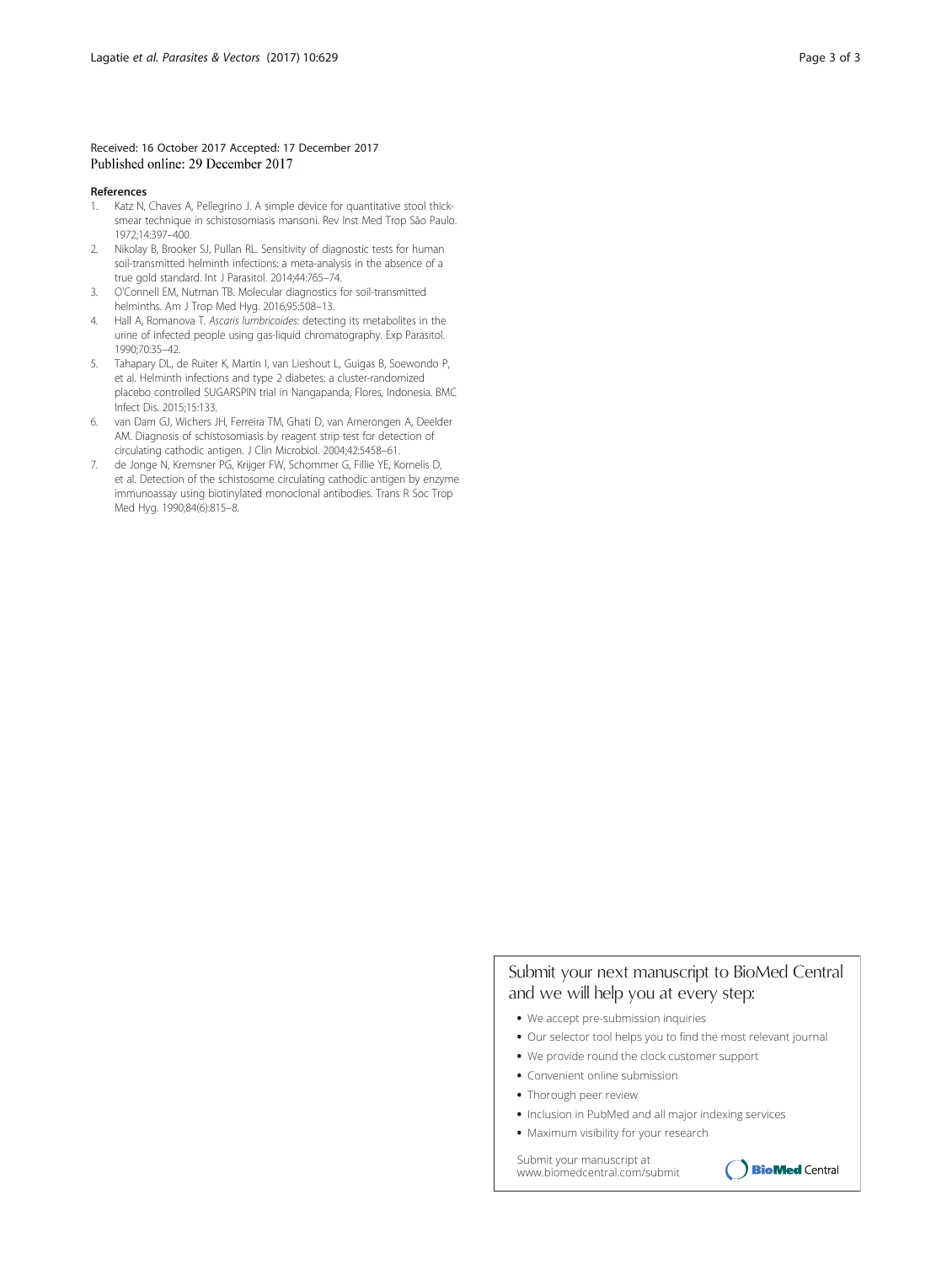Received: 16 October 2017 Accepted: 17 December 2017
Published online: 29 December 2017

## References

1. Katz N, Chaves A, Pellegrino J. A simple device for quantitative stool thick-smear technique in schistosomiasis mansoni. Rev Inst Med Trop São Paulo. 1972;14:397–400.
2. Nikolay B, Brooker SJ, Pullan RL. Sensitivity of diagnostic tests for human soil-transmitted helminth infections: a meta-analysis in the absence of a true gold standard. Int J Parasitol. 2014;44:765–74.
3. O'Connell EM, Nutman TB. Molecular diagnostics for soil-transmitted helminths. Am J Trop Med Hyg. 2016;95:508–13.
4. Hall A, Romanova T. *Ascaris lumbricoides*: detecting its metabolites in the urine of infected people using gas-liquid chromatography. Exp Parasitol. 1990;70:35–42.
5. Tahapary DL, de Ruiter K, Martin I, van Lieshout L, Guigas B, Soewondo P, et al. Helminth infections and type 2 diabetes: a cluster-randomized placebo controlled SUGARSPIN trial in Nangapanda, Flores, Indonesia. BMC Infect Dis. 2015;15:133.
6. van Dam GJ, Wichers JH, Ferreira TM, Ghati D, van Amerongen A, Deelder AM. Diagnosis of schistosomiasis by reagent strip test for detection of circulating cathodic antigen. J Clin Microbiol. 2004;42:5458–61.
7. de Jonge N, Kremsner PG, Krijger FW, Schommer G, Fillie YE, Kornelis D, et al. Detection of the schistosome circulating cathodic antigen by enzyme immunoassay using biotinylated monoclonal antibodies. Trans R Soc Trop Med Hyg. 1990;84(6):815–8.

Submit your next manuscript to BioMed Central and we will help you at every step:

- We accept pre-submission inquiries
- Our selector tool helps you to find the most relevant journal
- We provide round the clock customer support
- Convenient online submission
- Thorough peer review
- Inclusion in PubMed and all major indexing services
- Maximum visibility for your research

Submit your manuscript at
www.biomedcentral.com/submit

BioMed Central